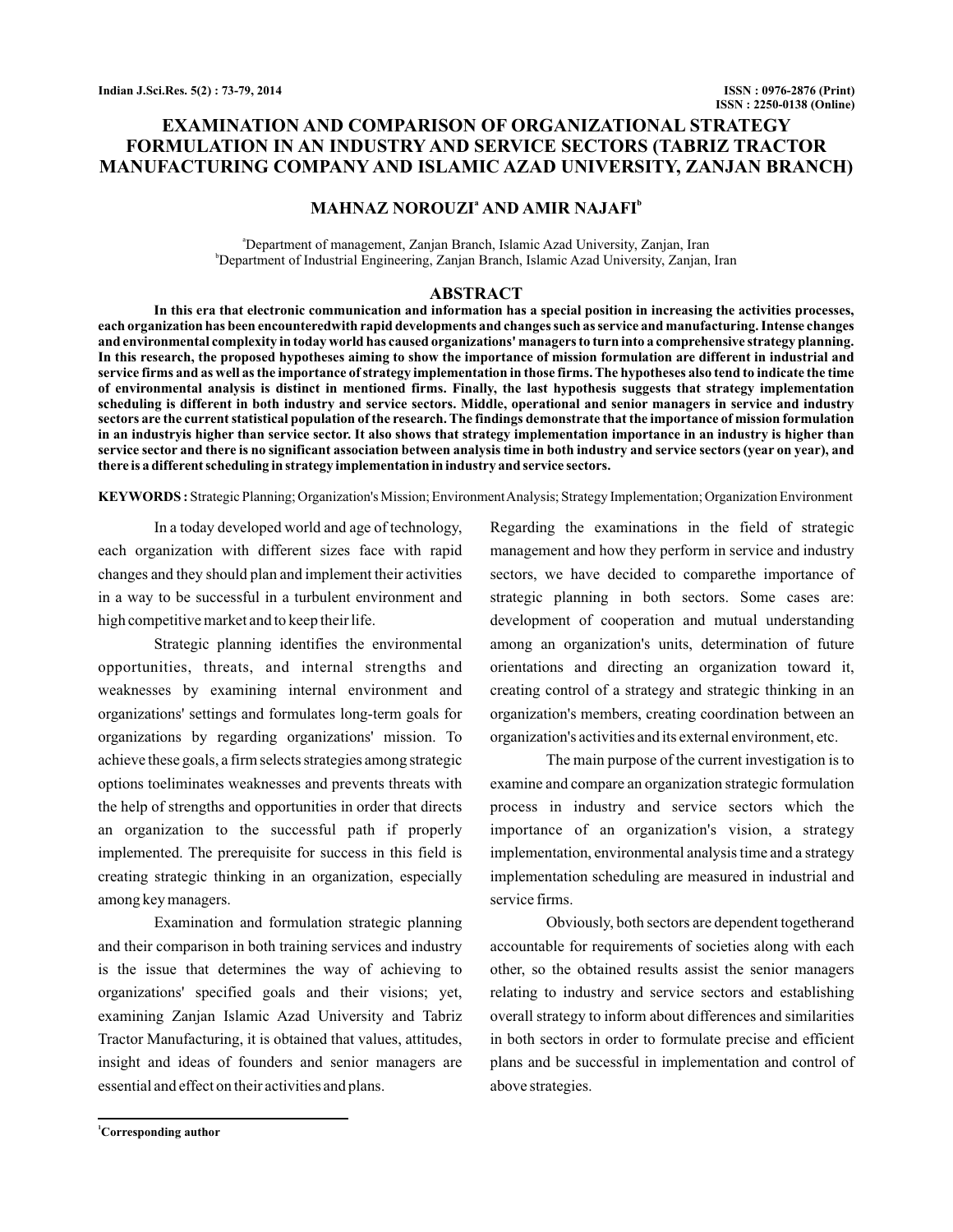# EXAMINATION AND COMPARISON OF ORGANIZATIONAL STRATEGY FORMULATION IN AN INDUSTRY AND SERVICE SECTORS (TABRIZ TRACTOR MANUFACTURING COMPANY AND ISLAMIC AZAD UNIVERSITY, ZANJAN BRANCH)

**MAHNAZ NOROUZI[a] AND AMIR NAJAFI[b]**

[a]Department of management, Zanjan Branch, Islamic Azad University, Zanjan, Iran
[b]Department of Industrial Engineering, Zanjan Branch, Islamic Azad University, Zanjan, Iran

## ABSTRACT

**In this era that electronic communication and information has a special position in increasing the activities processes, each organization has been encounteredwith rapid developments and changes such as service and manufacturing. Intense changes and environmental complexity in today world has caused organizations' managers to turn into a comprehensive strategy planning. In this research, the proposed hypotheses aiming to show the importance of mission formulation are different in industrial and service firms and as well as the importance of strategy implementation in those firms. The hypotheses also tend to indicate the time of environmental analysis is distinct in mentioned firms. Finally, the last hypothesis suggests that strategy implementation scheduling is different in both industry and service sectors. Middle, operational and senior managers in service and industry sectors are the current statistical population of the research. The findings demonstrate that the importance of mission formulation in an industryis higher than service sector. It also shows that strategy implementation importance in an industry is higher than service sector and there is no significant association between analysis time in both industry and service sectors (year on year), and there is a different scheduling in strategy implementation in industry and service sectors.**

**KEYWORDS :** Strategic Planning; Organization's Mission; Environment Analysis; Strategy Implementation; Organization Environment

In a today developed world and age of technology, each organization with different sizes face with rapid changes and they should plan and implement their activities in a way to be successful in a turbulent environment and high competitive market and to keep their life.

Strategic planning identifies the environmental opportunities, threats, and internal strengths and weaknesses by examining internal environment and organizations' settings and formulates long-term goals for organizations by regarding organizations' mission. To achieve these goals, a firm selects strategies among strategic options toeliminates weaknesses and prevents threats with the help of strengths and opportunities in order that directs an organization to the successful path if properly implemented. The prerequisite for success in this field is creating strategic thinking in an organization, especially among key managers.

Examination and formulation strategic planning and their comparison in both training services and industry is the issue that determines the way of achieving to organizations' specified goals and their visions; yet, examining Zanjan Islamic Azad University and Tabriz Tractor Manufacturing, it is obtained that values, attitudes, insight and ideas of founders and senior managers are essential and effect on their activities and plans.

Regarding the examinations in the field of strategic management and how they perform in service and industry sectors, we have decided to comparethe importance of strategic planning in both sectors. Some cases are: development of cooperation and mutual understanding among an organization's units, determination of future orientations and directing an organization toward it, creating control of a strategy and strategic thinking in an organization's members, creating coordination between an organization's activities and its external environment, etc.

The main purpose of the current investigation is to examine and compare an organization strategic formulation process in industry and service sectors which the importance of an organization's vision, a strategy implementation, environmental analysis time and a strategy implementation scheduling are measured in industrial and service firms.

Obviously, both sectors are dependent togetherand accountable for requirements of societies along with each other, so the obtained results assist the senior managers relating to industry and service sectors and establishing overall strategy to inform about differences and similarities in both sectors in order to formulate precise and efficient plans and be successful in implementation and control of above strategies.

[1]**Corresponding author**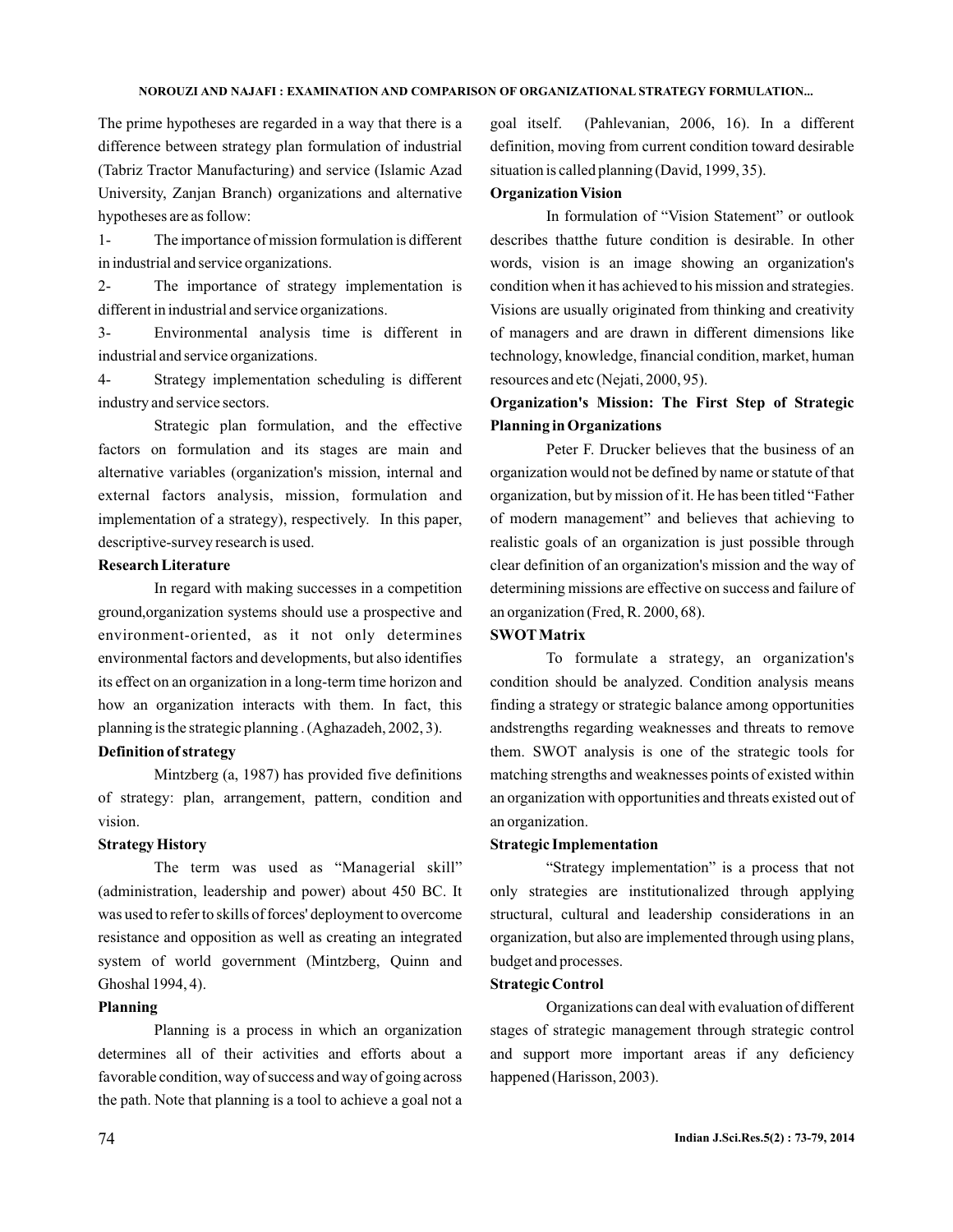The prime hypotheses are regarded in a way that there is a difference between strategy plan formulation of industrial (Tabriz Tractor Manufacturing) and service (Islamic Azad University, Zanjan Branch) organizations and alternative hypotheses are as follow:

1- The importance of mission formulation is different in industrial and service organizations.

2- The importance of strategy implementation is different in industrial and service organizations.

3- Environmental analysis time is different in industrial and service organizations.

4- Strategy implementation scheduling is different industry and service sectors.

Strategic plan formulation, and the effective factors on formulation and its stages are main and alternative variables (organization's mission, internal and external factors analysis, mission, formulation and implementation of a strategy), respectively. In this paper, descriptive-survey research is used.

**Research Literature**

In regard with making successes in a competition ground,organization systems should use a prospective and environment-oriented, as it not only determines environmental factors and developments, but also identifies its effect on an organization in a long-term time horizon and how an organization interacts with them. In fact, this planning is the strategic planning . (Aghazadeh, 2002, 3).

**Definition of strategy**

Mintzberg (a, 1987) has provided five definitions of strategy: plan, arrangement, pattern, condition and vision.

**Strategy History**

The term was used as "Managerial skill" (administration, leadership and power) about 450 BC. It was used to refer to skills of forces' deployment to overcome resistance and opposition as well as creating an integrated system of world government (Mintzberg, Quinn and Ghoshal 1994, 4).

**Planning**

Planning is a process in which an organization determines all of their activities and efforts about a favorable condition, way of success and way of going across the path. Note that planning is a tool to achieve a goal not a goal itself. (Pahlevanian, 2006, 16). In a different definition, moving from current condition toward desirable situation is called planning (David, 1999, 35).

**Organization Vision**

In formulation of "Vision Statement" or outlook describes thatthe future condition is desirable. In other words, vision is an image showing an organization's condition when it has achieved to his mission and strategies. Visions are usually originated from thinking and creativity of managers and are drawn in different dimensions like technology, knowledge, financial condition, market, human resources and etc (Nejati, 2000, 95).

**Organization's Mission: The First Step of Strategic Planning in Organizations**

Peter F. Drucker believes that the business of an organization would not be defined by name or statute of that organization, but by mission of it. He has been titled "Father of modern management" and believes that achieving to realistic goals of an organization is just possible through clear definition of an organization's mission and the way of determining missions are effective on success and failure of an organization (Fred, R. 2000, 68).

**SWOT Matrix**

To formulate a strategy, an organization's condition should be analyzed. Condition analysis means finding a strategy or strategic balance among opportunities andstrengths regarding weaknesses and threats to remove them. SWOT analysis is one of the strategic tools for matching strengths and weaknesses points of existed within an organization with opportunities and threats existed out of an organization.

**Strategic Implementation**

"Strategy implementation" is a process that not only strategies are institutionalized through applying structural, cultural and leadership considerations in an organization, but also are implemented through using plans, budget and processes.

**Strategic Control**

Organizations can deal with evaluation of different stages of strategic management through strategic control and support more important areas if any deficiency happened (Harisson, 2003).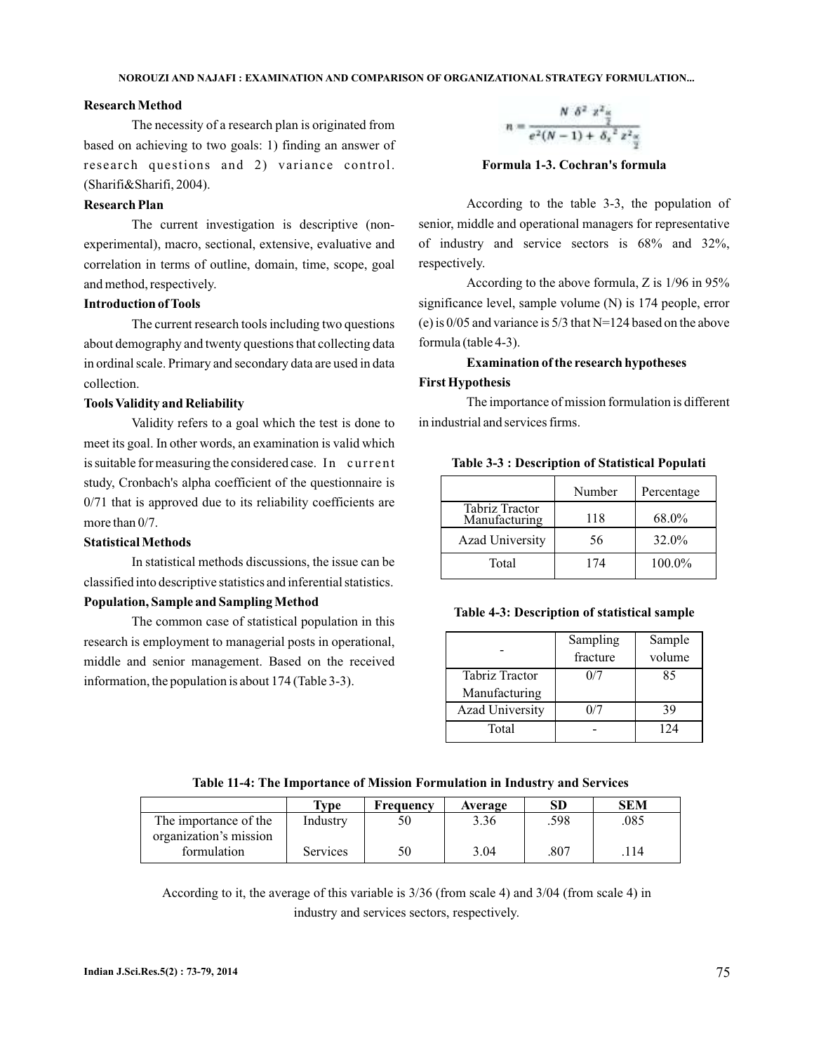### Research Method

The necessity of a research plan is originated from based on achieving to two goals: 1) finding an answer of research questions and 2) variance control. (Sharifi&Sharifi, 2004).

### Research Plan

The current investigation is descriptive (non-experimental), macro, sectional, extensive, evaluative and correlation in terms of outline, domain, time, scope, goal and method, respectively.

### Introduction of Tools

The current research tools including two questions about demography and twenty questions that collecting data in ordinal scale. Primary and secondary data are used in data collection.

### Tools Validity and Reliability

Validity refers to a goal which the test is done to meet its goal. In other words, an examination is valid which is suitable for measuring the considered case. In current study, Cronbach's alpha coefficient of the questionnaire is 0/71 that is approved due to its reliability coefficients are more than 0/7.

### Statistical Methods

In statistical methods discussions, the issue can be classified into descriptive statistics and inferential statistics.

### Population, Sample and Sampling Method

The common case of statistical population in this research is employment to managerial posts in operational, middle and senior management. Based on the received information, the population is about 174 (Table 3-3).

$$n = \frac{N\ \delta^2\ z^2_{\frac{\alpha}{2}}}{e^2(N-1) + \delta_x^{\ 2}\ z^2_{\frac{\alpha}{2}}}$$

**Formula 1-3. Cochran's formula**

According to the table 3-3, the population of senior, middle and operational managers for representative of industry and service sectors is 68% and 32%, respectively.

According to the above formula, Z is 1/96 in 95% significance level, sample volume (N) is 174 people, error (e) is 0/05 and variance is 5/3 that N=124 based on the above formula (table 4-3).

### Examination of the research hypotheses

### First Hypothesis

The importance of mission formulation is different in industrial and services firms.

**Table 3-3 : Description of Statistical Populati**

| | Number | Percentage |
|---|---|---|
| Tabriz Tractor Manufacturing | 118 | 68.0% |
| Azad University | 56 | 32.0% |
| Total | 174 | 100.0% |

**Table 4-3: Description of statistical sample**

| - | Sampling fracture | Sample volume |
|---|---|---|
| Tabriz Tractor Manufacturing | 0/7 | 85 |
| Azad University | 0/7 | 39 |
| Total | - | 124 |

**Table 11-4: The Importance of Mission Formulation in Industry and Services**

| | Type | Frequency | Average | SD | SEM |
|---|---|---|---|---|---|
| The importance of the organization's mission formulation | Industry | 50 | 3.36 | .598 | .085 |
| | Services | 50 | 3.04 | .807 | .114 |

According to it, the average of this variable is 3/36 (from scale 4) and 3/04 (from scale 4) in industry and services sectors, respectively.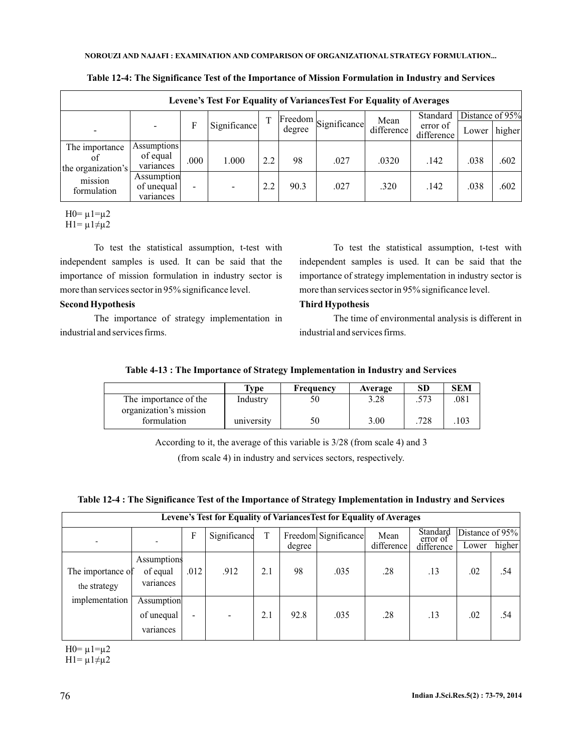**Table 12-4: The Significance Test of the Importance of Mission Formulation in Industry and Services**

| Levene's Test For Equality of VariancesTest For Equality of Averages | | | | | | | | | | |
|---|---|---|---|---|---|---|---|---|---|---|
| - | - | F | Significance | T | Freedom degree | Significance | Mean difference | Standard error of difference | Distance of 95% | |
| | | | | | | | | | Lower | higher |
| The importance of the organization's mission formulation | Assumptions of equal variances | .000 | 1.000 | 2.2 | 98 | .027 | .0320 | .142 | .038 | .602 |
| | Assumption of unequal variances | - | - | 2.2 | 90.3 | .027 | .320 | .142 | .038 | .602 |

H0= $\mu1=\mu2$
H1= $\mu1\neq\mu2$

To test the statistical assumption, t-test with independent samples is used. It can be said that the importance of mission formulation in industry sector is more than services sector in 95% significance level.

**Second Hypothesis**

The importance of strategy implementation in industrial and services firms.

To test the statistical assumption, t-test with independent samples is used. It can be said that the importance of strategy implementation in industry sector is more than services sector in 95% significance level.

**Third Hypothesis**

The time of environmental analysis is different in industrial and services firms.

**Table 4-13 : The Importance of Strategy Implementation in Industry and Services**

| | Type | Frequency | Average | SD | SEM |
|---|---|---|---|---|---|
| The importance of the organization's mission formulation | Industry | 50 | 3.28 | .573 | .081 |
| | university | 50 | 3.00 | .728 | .103 |

According to it, the average of this variable is 3/28 (from scale 4) and 3 (from scale 4) in industry and services sectors, respectively.

**Table 12-4 : The Significance Test of the Importance of Strategy Implementation in Industry and Services**

| Levene's Test for Equality of VariancesTest for Equality of Averages | | | | | | | | | | |
|---|---|---|---|---|---|---|---|---|---|---|
| - | - | F | Significance | T | Freedom degree | Significance | Mean difference | Standard error of difference | Distance of 95% | |
| | | | | | | | | | Lower | higher |
| The importance of the strategy implementation | Assumptions of equal variances | .012 | .912 | 2.1 | 98 | .035 | .28 | .13 | .02 | .54 |
| | Assumption of unequal variances | - | - | 2.1 | 92.8 | .035 | .28 | .13 | .02 | .54 |

H0= $\mu1=\mu2$
H1= $\mu1\neq\mu2$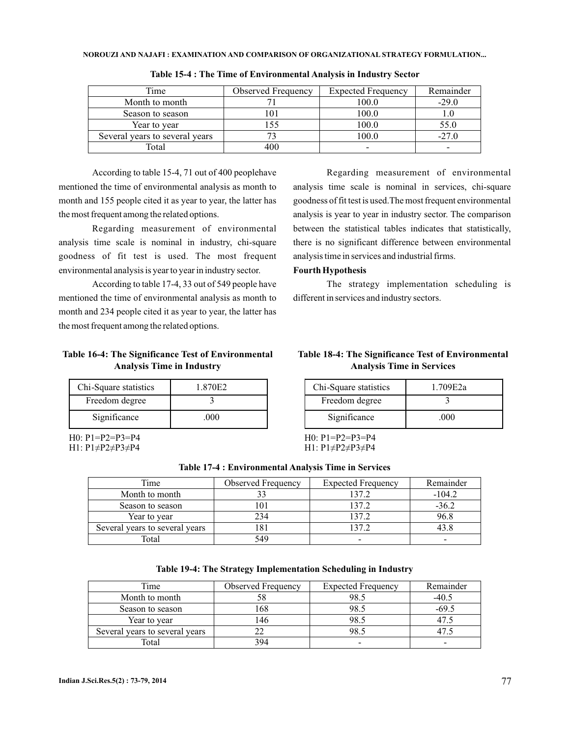**Table 15-4 : The Time of Environmental Analysis in Industry Sector**

| Time | Observed Frequency | Expected Frequency | Remainder |
|---|---|---|---|
| Month to month | 71 | 100.0 | -29.0 |
| Season to season | 101 | 100.0 | 1.0 |
| Year to year | 155 | 100.0 | 55.0 |
| Several years to several years | 73 | 100.0 | -27.0 |
| Total | 400 | - | - |

According to table 15-4, 71 out of 400 peoplehave mentioned the time of environmental analysis as month to month and 155 people cited it as year to year, the latter has the most frequent among the related options.

Regarding measurement of environmental analysis time scale is nominal in industry, chi-square goodness of fit test is used. The most frequent environmental analysis is year to year in industry sector.

According to table 17-4, 33 out of 549 people have mentioned the time of environmental analysis as month to month and 234 people cited it as year to year, the latter has the most frequent among the related options.

**Table 16-4: The Significance Test of Environmental Analysis Time in Industry**

| Chi-Square statistics | 1.870E2 |
|---|---|
| Freedom degree | 3 |
| Significance | .000 |

H0: P1=P2=P3=P4
H1: P1≠P2≠P3≠P4

Regarding measurement of environmental analysis time scale is nominal in services, chi-square goodness of fit test is used.The most frequent environmental analysis is year to year in industry sector. The comparison between the statistical tables indicates that statistically, there is no significant difference between environmental analysis time in services and industrial firms.

**Fourth Hypothesis**

The strategy implementation scheduling is different in services and industry sectors.

**Table 18-4: The Significance Test of Environmental Analysis Time in Services**

| Chi-Square statistics | 1.709E2a |
|---|---|
| Freedom degree | 3 |
| Significance | .000 |

H0: P1=P2=P3=P4
H1: P1≠P2≠P3≠P4

**Table 17-4 : Environmental Analysis Time in Services**

| Time | Observed Frequency | Expected Frequency | Remainder |
|---|---|---|---|
| Month to month | 33 | 137.2 | -104.2 |
| Season to season | 101 | 137.2 | -36.2 |
| Year to year | 234 | 137.2 | 96.8 |
| Several years to several years | 181 | 137.2 | 43.8 |
| Total | 549 | - | - |

**Table 19-4: The Strategy Implementation Scheduling in Industry**

| Time | Observed Frequency | Expected Frequency | Remainder |
|---|---|---|---|
| Month to month | 58 | 98.5 | -40.5 |
| Season to season | 168 | 98.5 | -69.5 |
| Year to year | 146 | 98.5 | 47.5 |
| Several years to several years | 22 | 98.5 | 47.5 |
| Total | 394 | - | - |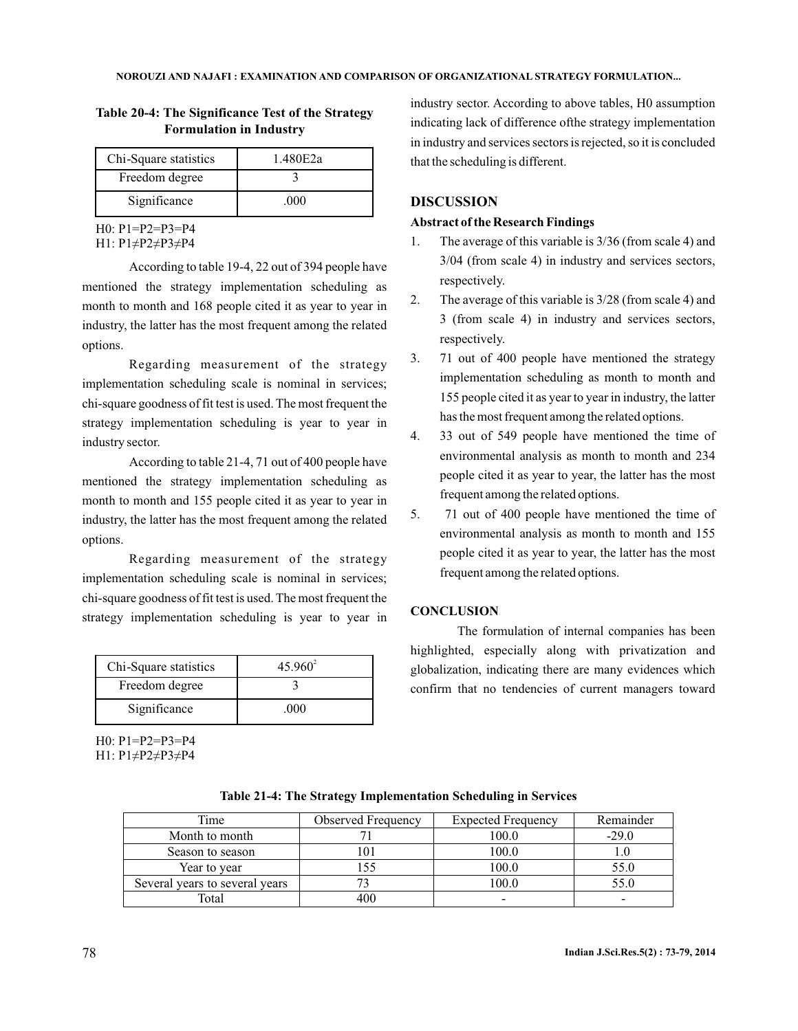**Table 20-4: The Significance Test of the Strategy Formulation in Industry**

| Chi-Square statistics | 1.480E2a |
|---|---|
| Freedom degree | 3 |
| Significance | .000 |

H0: P1=P2=P3=P4
H1: P1≠P2≠P3≠P4

According to table 19-4, 22 out of 394 people have mentioned the strategy implementation scheduling as month to month and 168 people cited it as year to year in industry, the latter has the most frequent among the related options.

Regarding measurement of the strategy implementation scheduling scale is nominal in services; chi-square goodness of fit test is used. The most frequent the strategy implementation scheduling is year to year in industry sector.

According to table 21-4, 71 out of 400 people have mentioned the strategy implementation scheduling as month to month and 155 people cited it as year to year in industry, the latter has the most frequent among the related options.

Regarding measurement of the strategy implementation scheduling scale is nominal in services; chi-square goodness of fit test is used. The most frequent the strategy implementation scheduling is year to year in

| Chi-Square statistics | $45.960^2$ |
|---|---|
| Freedom degree | 3 |
| Significance | .000 |

H0: P1=P2=P3=P4
H1: P1≠P2≠P3≠P4

industry sector. According to above tables, H0 assumption indicating lack of difference ofthe strategy implementation in industry and services sectors is rejected, so it is concluded that the scheduling is different.

## DISCUSSION

### Abstract of the Research Findings

1. The average of this variable is 3/36 (from scale 4) and 3/04 (from scale 4) in industry and services sectors, respectively.
2. The average of this variable is 3/28 (from scale 4) and 3 (from scale 4) in industry and services sectors, respectively.
3. 71 out of 400 people have mentioned the strategy implementation scheduling as month to month and 155 people cited it as year to year in industry, the latter has the most frequent among the related options.
4. 33 out of 549 people have mentioned the time of environmental analysis as month to month and 234 people cited it as year to year, the latter has the most frequent among the related options.
5. 71 out of 400 people have mentioned the time of environmental analysis as month to month and 155 people cited it as year to year, the latter has the most frequent among the related options.

## CONCLUSION

The formulation of internal companies has been highlighted, especially along with privatization and globalization, indicating there are many evidences which confirm that no tendencies of current managers toward

**Table 21-4: The Strategy Implementation Scheduling in Services**

| Time | Observed Frequency | Expected Frequency | Remainder |
|---|---|---|---|
| Month to month | 71 | 100.0 | -29.0 |
| Season to season | 101 | 100.0 | 1.0 |
| Year to year | 155 | 100.0 | 55.0 |
| Several years to several years | 73 | 100.0 | 55.0 |
| Total | 400 | - | - |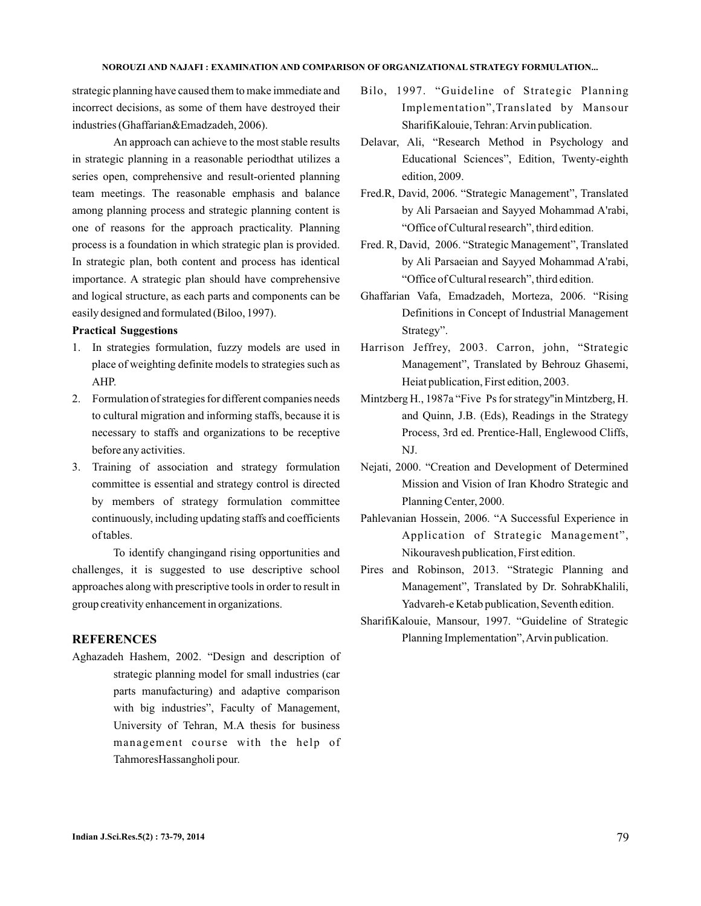strategic planning have caused them to make immediate and incorrect decisions, as some of them have destroyed their industries (Ghaffarian&Emadzadeh, 2006).

An approach can achieve to the most stable results in strategic planning in a reasonable periodthat utilizes a series open, comprehensive and result-oriented planning team meetings. The reasonable emphasis and balance among planning process and strategic planning content is one of reasons for the approach practicality. Planning process is a foundation in which strategic plan is provided. In strategic plan, both content and process has identical importance. A strategic plan should have comprehensive and logical structure, as each parts and components can be easily designed and formulated (Biloo, 1997).

**Practical Suggestions**

1. In strategies formulation, fuzzy models are used in place of weighting definite models to strategies such as AHP.
2. Formulation of strategies for different companies needs to cultural migration and informing staffs, because it is necessary to staffs and organizations to be receptive before any activities.
3. Training of association and strategy formulation committee is essential and strategy control is directed by members of strategy formulation committee continuously, including updating staffs and coefficients of tables.

To identify changingand rising opportunities and challenges, it is suggested to use descriptive school approaches along with prescriptive tools in order to result in group creativity enhancement in organizations.

## REFERENCES

Aghazadeh Hashem, 2002. "Design and description of strategic planning model for small industries (car parts manufacturing) and adaptive comparison with big industries", Faculty of Management, University of Tehran, M.A thesis for business management course with the help of TahmoresHassangholi pour.

Bilo, 1997. "Guideline of Strategic Planning Implementation",Translated by Mansour SharifiKalouie, Tehran: Arvin publication.

Delavar, Ali, "Research Method in Psychology and Educational Sciences", Edition, Twenty-eighth edition, 2009.

Fred.R, David, 2006. "Strategic Management", Translated by Ali Parsaeian and Sayyed Mohammad A'rabi, "Office of Cultural research", third edition.

Fred. R, David, 2006. "Strategic Management", Translated by Ali Parsaeian and Sayyed Mohammad A'rabi, "Office of Cultural research", third edition.

Ghaffarian Vafa, Emadzadeh, Morteza, 2006. "Rising Definitions in Concept of Industrial Management Strategy".

Harrison Jeffrey, 2003. Carron, john, "Strategic Management", Translated by Behrouz Ghasemi, Heiat publication, First edition, 2003.

Mintzberg H., 1987a "Five Ps for strategy"in Mintzberg, H. and Quinn, J.B. (Eds), Readings in the Strategy Process, 3rd ed. Prentice-Hall, Englewood Cliffs, NJ.

Nejati, 2000. "Creation and Development of Determined Mission and Vision of Iran Khodro Strategic and Planning Center, 2000.

Pahlevanian Hossein, 2006. "A Successful Experience in Application of Strategic Management", Nikouravesh publication, First edition.

Pires and Robinson, 2013. "Strategic Planning and Management", Translated by Dr. SohrabKhalili, Yadvareh-e Ketab publication, Seventh edition.

SharifiKalouie, Mansour, 1997. "Guideline of Strategic Planning Implementation", Arvin publication.